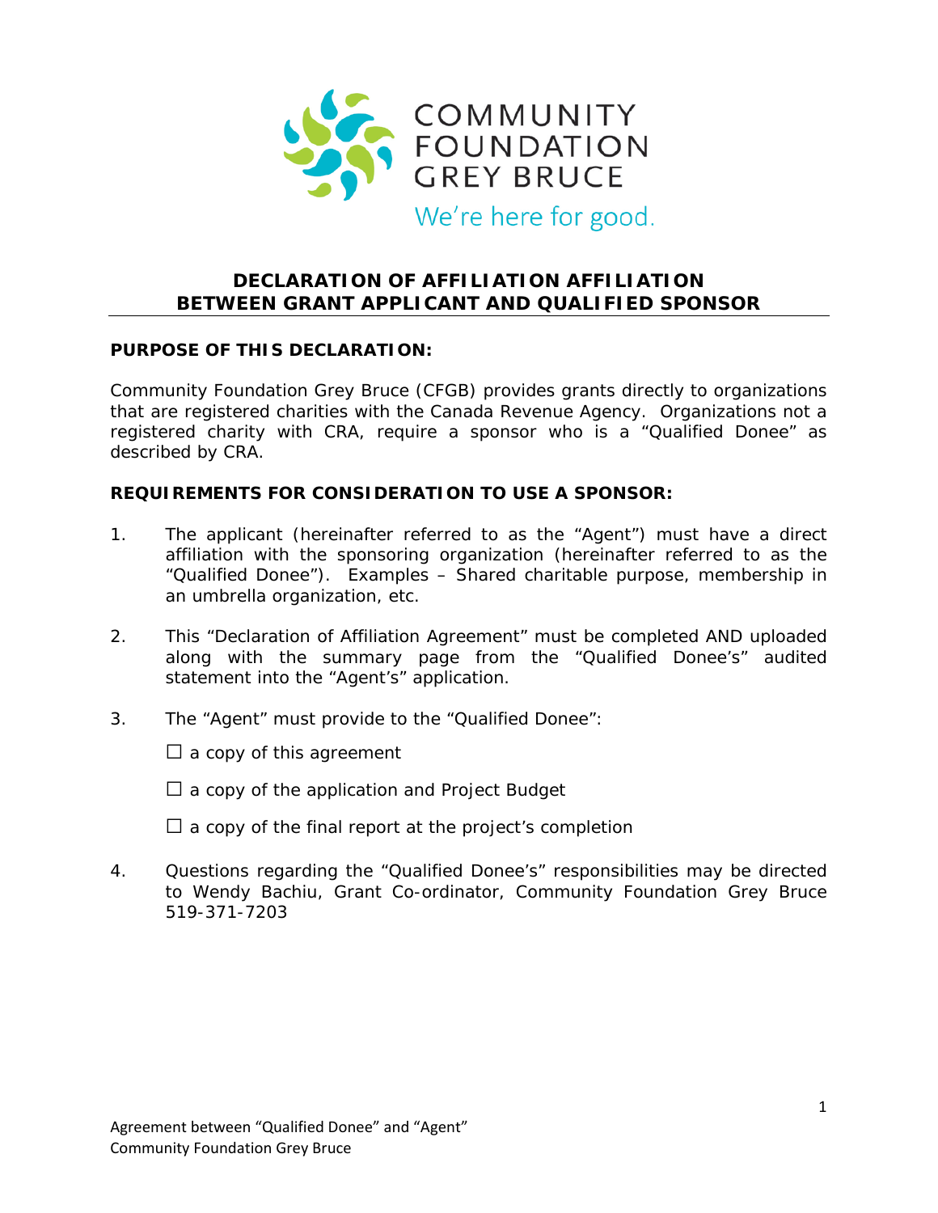COMMUNITY FOUNDATION GREY BRUCE

We're here for good.

# DECLARATION OF AFFILIATION AFFILIATION BETWEEN GRANT APPLICANT AND QUALIFIED SPONSOR

**PURPOSE OF THIS DECLARATION:**

Community Foundation Grey Bruce (CFGB) provides grants directly to organizations that are registered charities with the Canada Revenue Agency. Organizations not a registered charity with CRA, require a sponsor who is a "Qualified Donee" as described by CRA.

**REQUIREMENTS FOR CONSIDERATION TO USE A SPONSOR:**

1. The applicant (hereinafter referred to as the "Agent") must have a direct affiliation with the sponsoring organization (hereinafter referred to as the "Qualified Donee"). Examples – Shared charitable purpose, membership in an umbrella organization, etc.

2. This "Declaration of Affiliation Agreement" must be completed AND uploaded along with the summary page from the "Qualified Donee's" audited statement into the "Agent's" application.

3. The "Agent" must provide to the "Qualified Donee":

   ☐ a copy of this agreement

   ☐ a copy of the application and Project Budget

   ☐ a copy of the final report at the project's completion

4. Questions regarding the "Qualified Donee's" responsibilities may be directed to Wendy Bachiu, Grant Co-ordinator, Community Foundation Grey Bruce 519-371-7203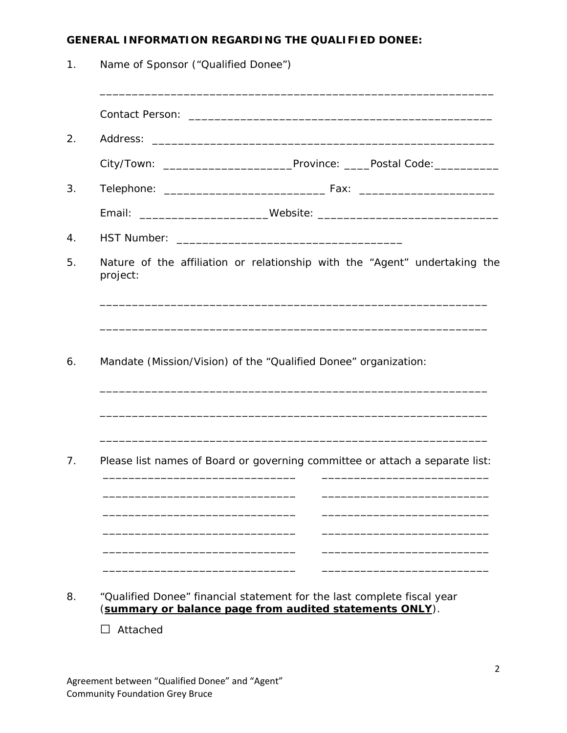**GENERAL INFORMATION REGARDING THE QUALIFIED DONEE:**

1. Name of Sponsor (“Qualified Donee”)

   ______________________________________________________________

   Contact Person: _______________________________________________

2. Address: _____________________________________________________

   City/Town: ____________________Province: ____Postal Code:__________

3. Telephone: _________________________ Fax: _____________________

   Email: ____________________Website: ____________________________

4. HST Number: ___________________________________

5. Nature of the affiliation or relationship with the “Agent” undertaking the project:

   ____________________________________________________________

   ____________________________________________________________

6. Mandate (Mission/Vision) of the “Qualified Donee” organization:

   ____________________________________________________________

   ____________________________________________________________

   ____________________________________________________________

7. Please list names of Board or governing committee or attach a separate list:

   ______________________________ ______________________________

   ______________________________ ______________________________

   ______________________________ ______________________________

   ______________________________ ______________________________

   ______________________________ ______________________________

   ______________________________ ______________________________

8. “Qualified Donee” financial statement for the last complete fiscal year (**summary or balance page from audited statements ONLY**).

   ☐ Attached

Agreement between “Qualified Donee” and “Agent”
Community Foundation Grey Bruce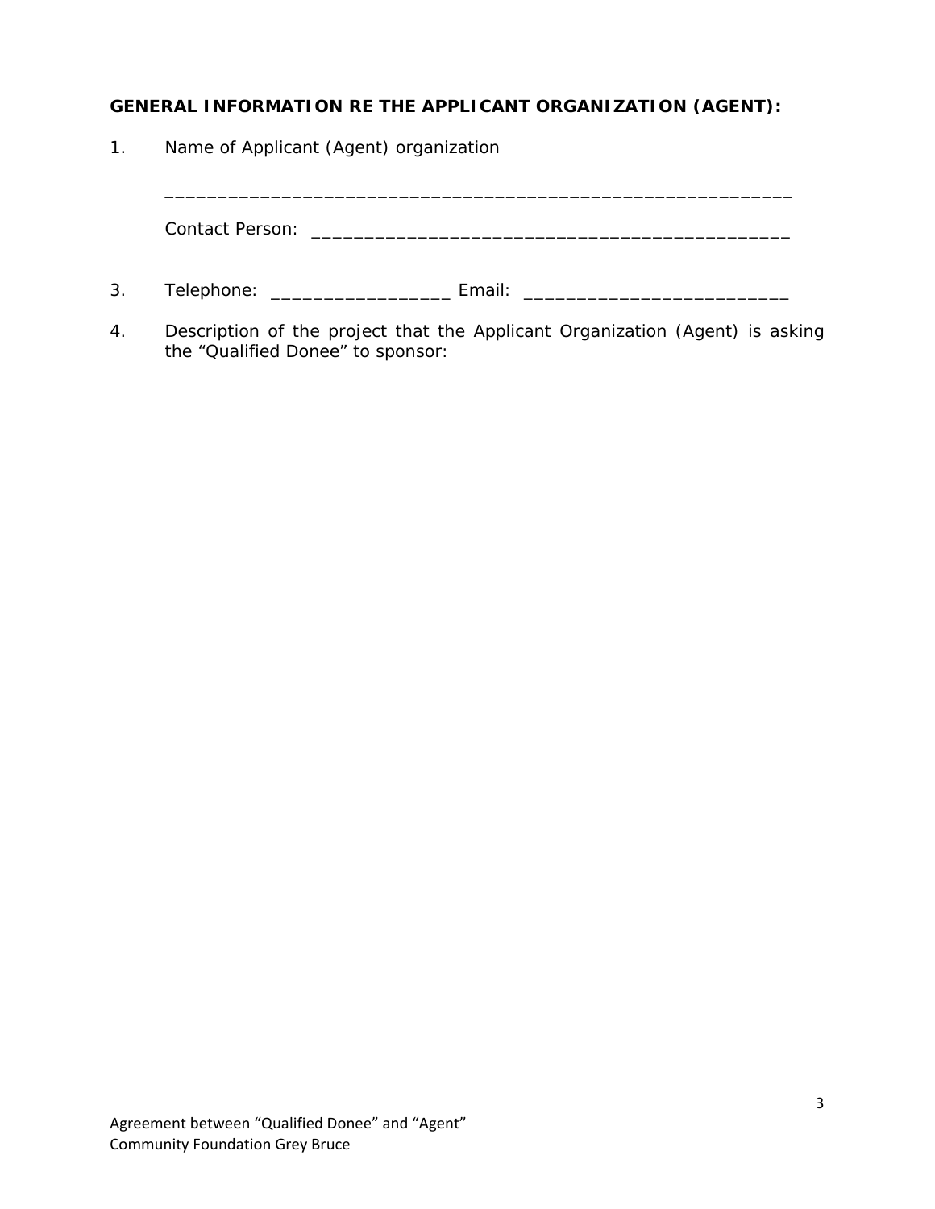**GENERAL INFORMATION RE THE APPLICANT ORGANIZATION (AGENT):**

1. Name of Applicant (Agent) organization

   _____________________________________________________________

   Contact Person: ______________________________________________

3. Telephone: _________________ Email: _________________________

4. Description of the project that the Applicant Organization (Agent) is asking the “Qualified Donee” to sponsor: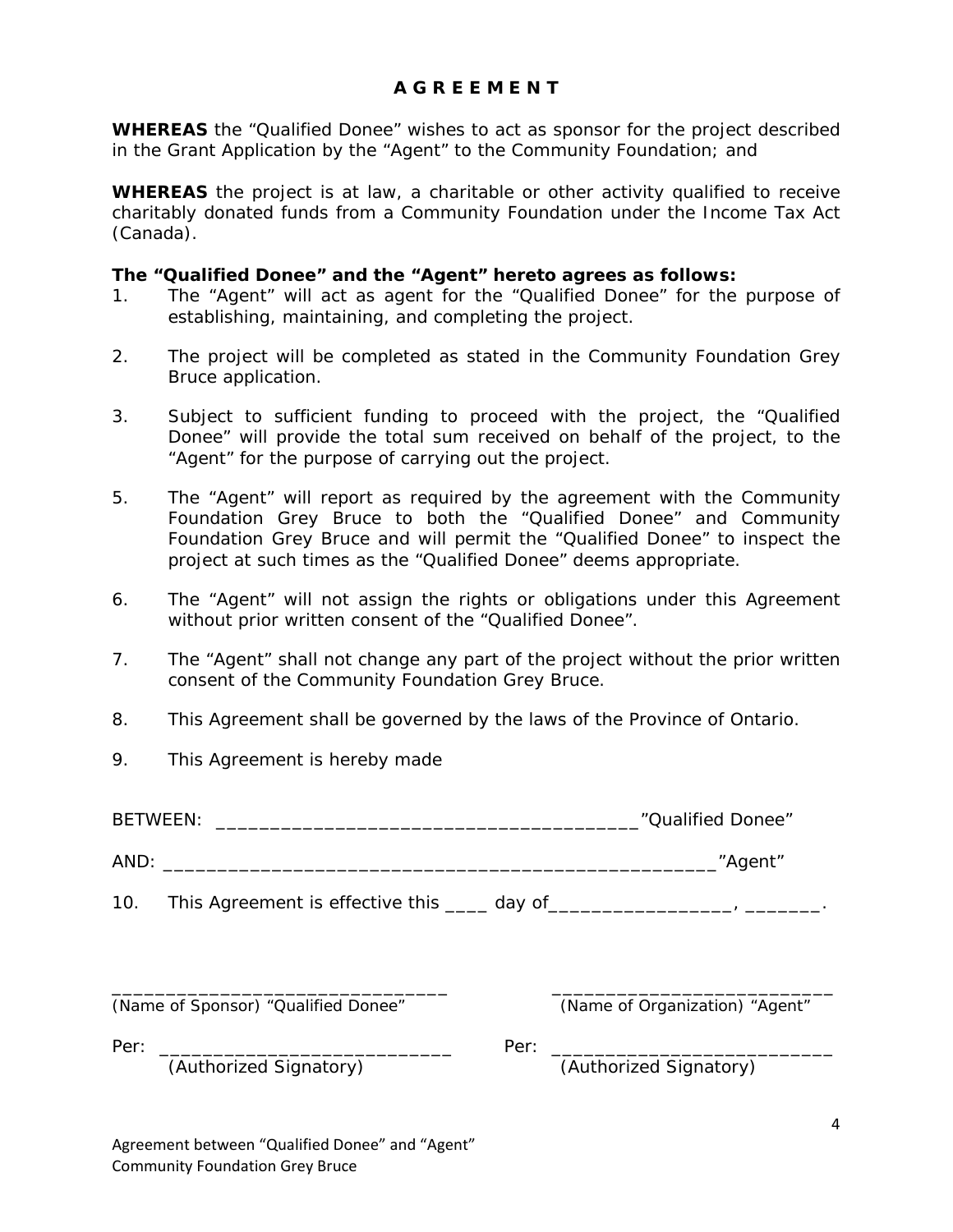# A G R E E M E N T

**WHEREAS** the "Qualified Donee" wishes to act as sponsor for the project described in the Grant Application by the "Agent" to the Community Foundation; and

**WHEREAS** the project is at law, a charitable or other activity qualified to receive charitably donated funds from a Community Foundation under the Income Tax Act (Canada).

**The "Qualified Donee" and the "Agent" hereto agrees as follows:**

1. The "Agent" will act as agent for the "Qualified Donee" for the purpose of establishing, maintaining, and completing the project.

2. The project will be completed as stated in the Community Foundation Grey Bruce application.

3. Subject to sufficient funding to proceed with the project, the "Qualified Donee" will provide the total sum received on behalf of the project, to the "Agent" for the purpose of carrying out the project.

5. The "Agent" will report as required by the agreement with the Community Foundation Grey Bruce to both the "Qualified Donee" and Community Foundation Grey Bruce and will permit the "Qualified Donee" to inspect the project at such times as the "Qualified Donee" deems appropriate.

6. The "Agent" will not assign the rights or obligations under this Agreement without prior written consent of the "Qualified Donee".

7. The "Agent" shall not change any part of the project without the prior written consent of the Community Foundation Grey Bruce.

8. This Agreement shall be governed by the laws of the Province of Ontario.

9. This Agreement is hereby made

BETWEEN: ________________________________________"Qualified Donee"

AND: _____________________________________________________"Agent"

10. This Agreement is effective this ____ day of_________________, _______.

________________________________
(Name of Sponsor) "Qualified Donee"

Per: ____________________________
(Authorized Signatory)

___________________________
(Name of Organization) "Agent"

Per: ___________________________
(Authorized Signatory)

Agreement between "Qualified Donee" and "Agent"
Community Foundation Grey Bruce